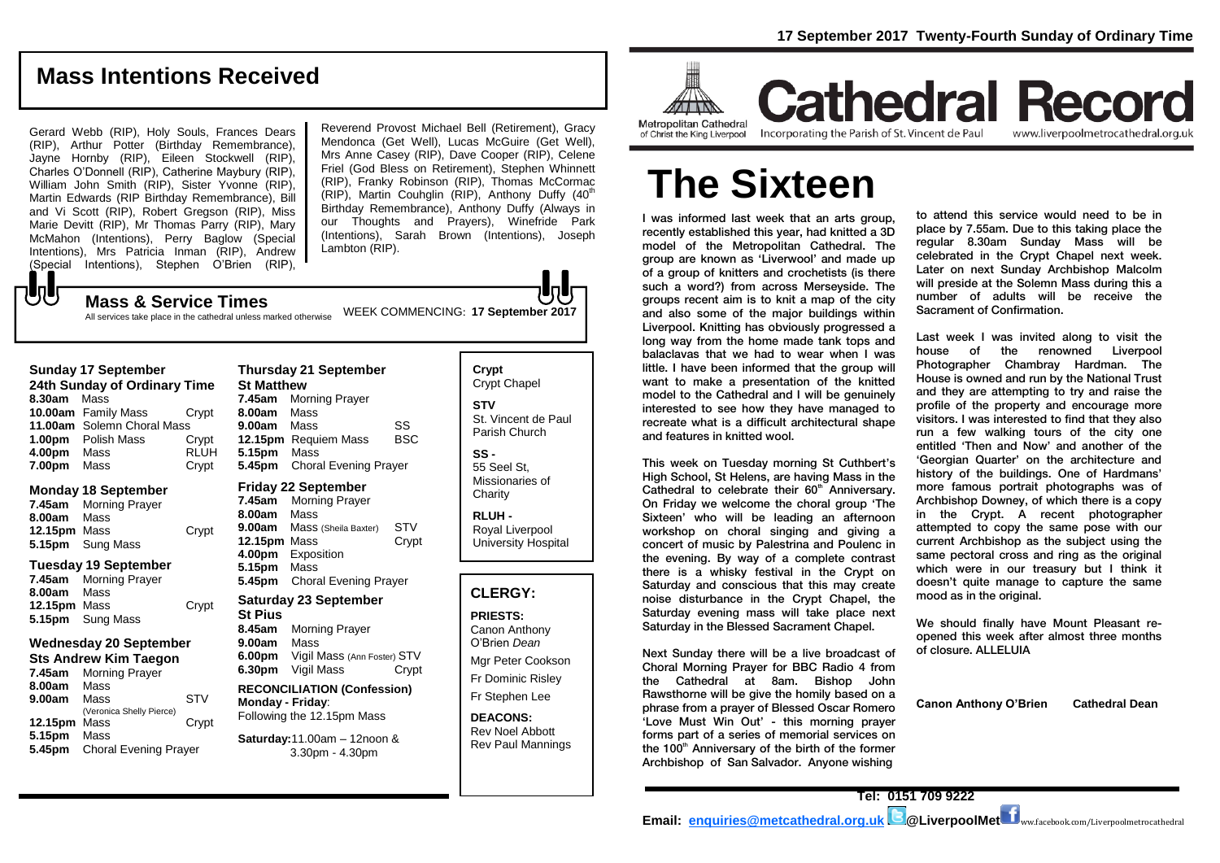17 September 2017 Twenty-Fourth Sunday of Ordinary Time

# Cathedral Record

Metropolitan Cathedral of Christ the King Liverpool — Incorporating the Parish of St. Vincent de Paul — www.liverpoolmetrocathedral.org.uk

## Mass Intentions Received

Gerard Webb (RIP), Holy Souls, Frances Dears (RIP), Arthur Potter (Birthday Remembrance), Jayne Hornby (RIP), Eileen Stockwell (RIP), Charles O'Donnell (RIP), Catherine Maybury (RIP), William John Smith (RIP), Sister Yvonne (RIP), Martin Edwards (RIP Birthday Remembrance), Bill and Vi Scott (RIP), Robert Gregson (RIP), Miss Marie Devitt (RIP), Mr Thomas Parry (RIP), Mary McMahon (Intentions), Perry Baglow (Special Intentions), Mrs Patricia Inman (RIP), Andrew (Special Intentions), Stephen O'Brien (RIP), Reverend Provost Michael Bell (Retirement), Gracy Mendonca (Get Well), Lucas McGuire (Get Well), Mrs Anne Casey (RIP), Dave Cooper (RIP), Celene Friel (God Bless on Retirement), Stephen Whinnett (RIP), Franky Robinson (RIP), Thomas McCormac (RIP), Martin Couhglin (RIP), Anthony Duffy (40th Birthday Remembrance), Anthony Duffy (Always in our Thoughts and Prayers), Winefride Park (Intentions), Sarah Brown (Intentions), Joseph Lambton (RIP).

## Mass & Service Times

All services take place in the cathedral unless marked otherwise

WEEK COMMENCING: **17 September 2017**

### Sunday 17 September
**24th Sunday of Ordinary Time**

| | | |
|---|---|---|
| **8.30am** | Mass | |
| **10.00am** | Family Mass | Crypt |
| **11.00am** | Solemn Choral Mass | |
| **1.00pm** | Polish Mass | Crypt |
| **4.00pm** | Mass | RLUH |
| **7.00pm** | Mass | Crypt |

### Monday 18 September

| | | |
|---|---|---|
| **7.45am** | Morning Prayer | |
| **8.00am** | Mass | |
| **12.15pm** | Mass | Crypt |
| **5.15pm** | Sung Mass | |

### Tuesday 19 September

| | | |
|---|---|---|
| **7.45am** | Morning Prayer | |
| **8.00am** | Mass | |
| **12.15pm** | Mass | Crypt |
| **5.15pm** | Sung Mass | |

### Wednesday 20 September
**Sts Andrew Kim Taegon**

| | | |
|---|---|---|
| **7.45am** | Morning Prayer | |
| **8.00am** | Mass | |
| **9.00am** | Mass (Veronica Shelly Pierce) | STV |
| **12.15pm** | Mass | Crypt |
| **5.15pm** | Mass | |
| **5.45pm** | Choral Evening Prayer | |

### Thursday 21 September
**St Matthew**

| | | |
|---|---|---|
| **7.45am** | Morning Prayer | |
| **8.00am** | Mass | |
| **9.00am** | Mass | SS |
| **12.15pm** | Requiem Mass | BSC |
| **5.15pm** | Mass | |
| **5.45pm** | Choral Evening Prayer | |

### Friday 22 September

| | | |
|---|---|---|
| **7.45am** | Morning Prayer | |
| **8.00am** | Mass | |
| **9.00am** | Mass (Sheila Baxter) | STV |
| **12.15pm** | Mass | Crypt |
| **4.00pm** | Exposition | |
| **5.15pm** | Mass | |
| **5.45pm** | Choral Evening Prayer | |

### Saturday 23 September
**St Pius**

| | | |
|---|---|---|
| **8.45am** | Morning Prayer | |
| **9.00am** | Mass | |
| **6.00pm** | Vigil Mass (Ann Foster) | STV |
| **6.30pm** | Vigil Mass | Crypt |

**RECONCILIATION (Confession)**
**Monday - Friday**: Following the 12.15pm Mass

**Saturday:** 11.00am – 12noon & 3.30pm - 4.30pm

**Crypt** Crypt Chapel

**STV** St. Vincent de Paul Parish Church

**SS -** 55 Seel St, Missionaries of Charity

**RLUH -** Royal Liverpool University Hospital

## CLERGY:

**PRIESTS:**
Canon Anthony O'Brien *Dean*
Mgr Peter Cookson
Fr Dominic Risley
Fr Stephen Lee

**DEACONS:**
Rev Noel Abbott
Rev Paul Mannings

# The Sixteen

I was informed last week that an arts group, recently established this year, had knitted a 3D model of the Metropolitan Cathedral. The group are known as 'Liverwool' and made up of a group of knitters and crochetists (is there such a word?) from across Merseyside. The groups recent aim is to knit a map of the city and also some of the major buildings within Liverpool. Knitting has obviously progressed a long way from the home made tank tops and balaclavas that we had to wear when I was little. I have been informed that the group will want to make a presentation of the knitted model to the Cathedral and I will be genuinely interested to see how they have managed to recreate what is a difficult architectural shape and features in knitted wool.

This week on Tuesday morning St Cuthbert's High School, St Helens, are having Mass in the Cathedral to celebrate their 60th Anniversary. On Friday we welcome the choral group 'The Sixteen' who will be leading an afternoon workshop on choral singing and giving a concert of music by Palestrina and Poulenc in the evening. By way of a complete contrast there is a whisky festival in the Crypt on Saturday and conscious that this may create noise disturbance in the Crypt Chapel, the Saturday evening mass will take place next Saturday in the Blessed Sacrament Chapel.

Next Sunday there will be a live broadcast of Choral Morning Prayer for BBC Radio 4 from the Cathedral at 8am. Bishop John Rawsthorne will be give the homily based on a phrase from a prayer of Blessed Oscar Romero 'Love Must Win Out' - this morning prayer forms part of a series of memorial services on the 100th Anniversary of the birth of the former Archbishop of San Salvador. Anyone wishing to attend this service would need to be in place by 7.55am. Due to this taking place the regular 8.30am Sunday Mass will be celebrated in the Crypt Chapel next week. Later on next Sunday Archbishop Malcolm will preside at the Solemn Mass during this a number of adults will be receive the Sacrament of Confirmation.

Last week I was invited along to visit the house of the renowned Liverpool Photographer Chambray Hardman. The House is owned and run by the National Trust and they are attempting to try and raise the profile of the property and encourage more visitors. I was interested to find that they also run a few walking tours of the city one entitled 'Then and Now' and another of the 'Georgian Quarter' on the architecture and history of the buildings. One of Hardmans' more famous portrait photographs was of Archbishop Downey, of which there is a copy in the Crypt. A recent photographer attempted to copy the same pose with our current Archbishop as the subject using the same pectoral cross and ring as the original which were in our treasury but I think it doesn't quite manage to capture the same mood as in the original.

We should finally have Mount Pleasant re-opened this week after almost three months of closure. ALLELUIA

**Canon Anthony O'Brien Cathedral Dean**

**Tel: 0151 709 9222**

**Email: enquiries@metcathedral.org.uk @LiverpoolMet** www.facebook.com/Liverpoolmetrocathedral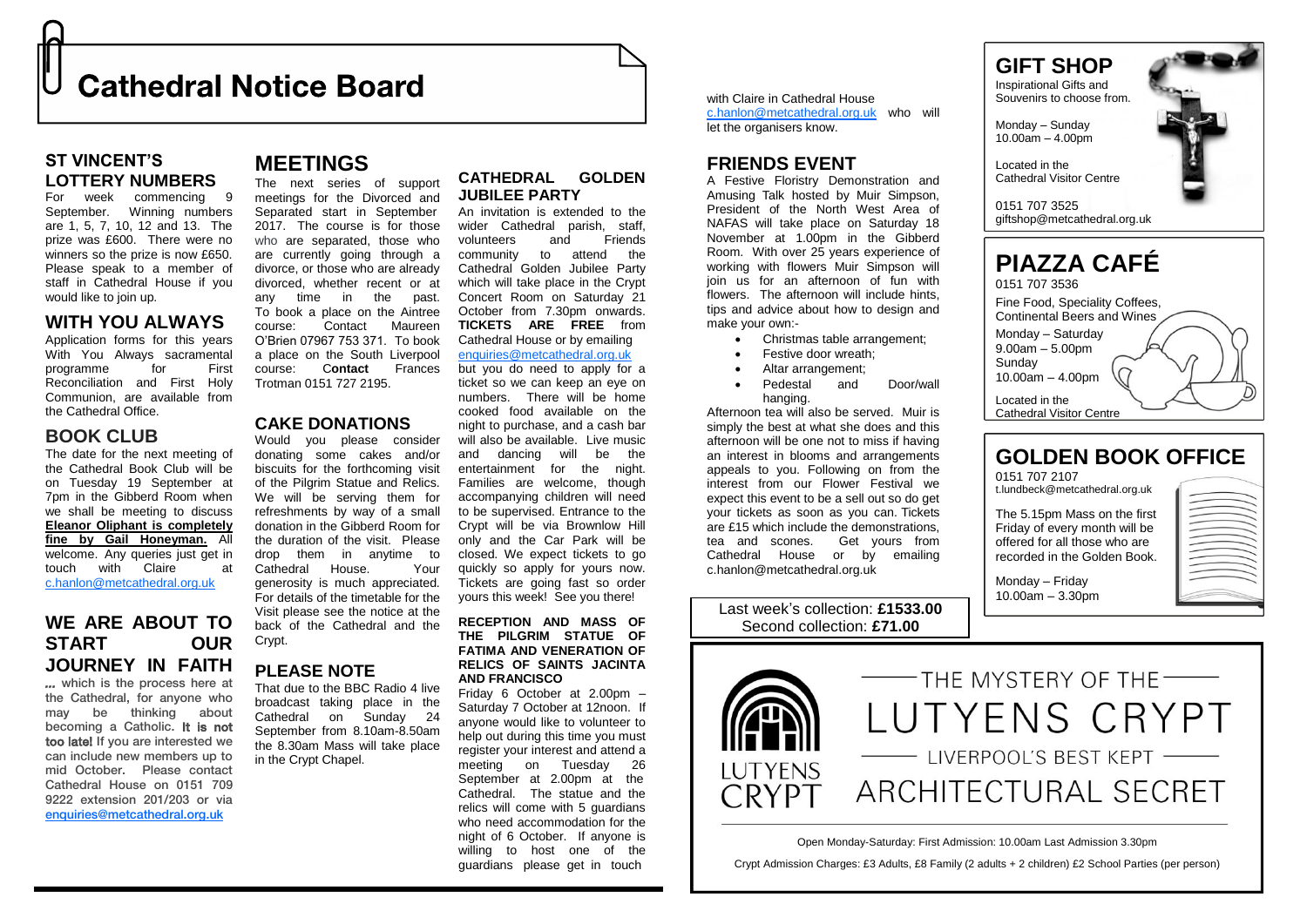# Cathedral Notice Board

## ST VINCENT'S LOTTERY NUMBERS

For week commencing 9 September. Winning numbers are 1, 5, 7, 10, 12 and 13. The prize was £600. There were no winners so the prize is now £650. Please speak to a member of staff in Cathedral House if you would like to join up.

## WITH YOU ALWAYS

Application forms for this years With You Always sacramental programme for First Reconciliation and First Holy Communion, are available from the Cathedral Office.

## BOOK CLUB

The date for the next meeting of the Cathedral Book Club will be on Tuesday 19 September at 7pm in the Gibberd Room when we shall be meeting to discuss **Eleanor Oliphant is completely fine by Gail Honeyman.** All welcome. Any queries just get in touch with Claire at c.hanlon@metcathedral.org.uk

## WE ARE ABOUT TO START OUR JOURNEY IN FAITH

**...** which is the process here at the Cathedral, for anyone who may be thinking about becoming a Catholic. **It is not too late!** If you are interested we can include new members up to mid October. Please contact Cathedral House on 0151 709 9222 extension 201/203 or via enquiries@metcathedral.org.uk

## MEETINGS

The next series of support meetings for the Divorced and Separated start in September 2017. The course is for those who are separated, those who are currently going through a divorce, or those who are already divorced, whether recent or at any time in the past. To book a place on the Aintree course: Contact Maureen O'Brien 07967 753 371. To book a place on the South Liverpool course: **Contact** Frances Trotman 0151 727 2195.

## CAKE DONATIONS

Would you please consider donating some cakes and/or biscuits for the forthcoming visit of the Pilgrim Statue and Relics. We will be serving them for refreshments by way of a small donation in the Gibberd Room for the duration of the visit. Please drop them in anytime to Cathedral House. Your generosity is much appreciated. For details of the timetable for the Visit please see the notice at the back of the Cathedral and the Crypt.

## PLEASE NOTE

That due to the BBC Radio 4 live broadcast taking place in the Cathedral on Sunday 24 September from 8.10am-8.50am the 8.30am Mass will take place in the Crypt Chapel.

## CATHEDRAL GOLDEN JUBILEE PARTY

An invitation is extended to the wider Cathedral parish, staff, volunteers and Friends community to attend the Cathedral Golden Jubilee Party which will take place in the Crypt Concert Room on Saturday 21 October from 7.30pm onwards. **TICKETS ARE FREE** from Cathedral House or by emailing enquiries@metcathedral.org.uk but you do need to apply for a ticket so we can keep an eye on numbers. There will be home cooked food available on the night to purchase, and a cash bar will also be available. Live music and dancing will be the entertainment for the night. Families are welcome, though accompanying children will need to be supervised. Entrance to the Crypt will be via Brownlow Hill only and the Car Park will be closed. We expect tickets to go quickly so apply for yours now. Tickets are going fast so order yours this week! See you there!

### RECEPTION AND MASS OF THE PILGRIM STATUE OF FATIMA AND VENERATION OF RELICS OF SAINTS JACINTA AND FRANCISCO

Friday 6 October at 2.00pm – Saturday 7 October at 12noon. If anyone would like to volunteer to help out during this time you must register your interest and attend a meeting on Tuesday 26 September at 2.00pm at the Cathedral. The statue and the relics will come with 5 guardians who need accommodation for the night of 6 October. If anyone is willing to host one of the guardians please get in touch with Claire in Cathedral House c.hanlon@metcathedral.org.uk who will let the organisers know.

## FRIENDS EVENT

A Festive Floristry Demonstration and Amusing Talk hosted by Muir Simpson, President of the North West Area of NAFAS will take place on Saturday 18 November at 1.00pm in the Gibberd Room. With over 25 years experience of working with flowers Muir Simpson will join us for an afternoon of fun with flowers. The afternoon will include hints, tips and advice about how to design and make your own:-

- Christmas table arrangement;
- Festive door wreath;
- Altar arrangement;
- Pedestal and Door/wall hanging.

Afternoon tea will also be served. Muir is simply the best at what she does and this afternoon will be one not to miss if having an interest in blooms and arrangements appeals to you. Following on from the interest from our Flower Festival we expect this event to be a sell out so do get your tickets as soon as you can. Tickets are £15 which include the demonstrations, tea and scones. Get yours from Cathedral House or by emailing c.hanlon@metcathedral.org.uk

Last week's collection: **£1533.00**
Second collection: **£71.00**

## GIFT SHOP

Inspirational Gifts and Souvenirs to choose from.

Monday – Sunday
10.00am – 4.00pm

Located in the Cathedral Visitor Centre

0151 707 3525
giftshop@metcathedral.org.uk

## PIAZZA CAFÉ

0151 707 3536

Fine Food, Speciality Coffees, Continental Beers and Wines

Monday – Saturday
9.00am – 5.00pm
Sunday
10.00am – 4.00pm

Located in the Cathedral Visitor Centre

## GOLDEN BOOK OFFICE

0151 707 2107
t.lundbeck@metcathedral.org.uk

The 5.15pm Mass on the first Friday of every month will be offered for all those who are recorded in the Golden Book.

Monday – Friday
10.00am – 3.30pm

## THE MYSTERY OF THE LUTYENS CRYPT

LIVERPOOL'S BEST KEPT ARCHITECTURAL SECRET

Open Monday-Saturday: First Admission: 10.00am Last Admission 3.30pm

Crypt Admission Charges: £3 Adults, £8 Family (2 adults + 2 children) £2 School Parties (per person)